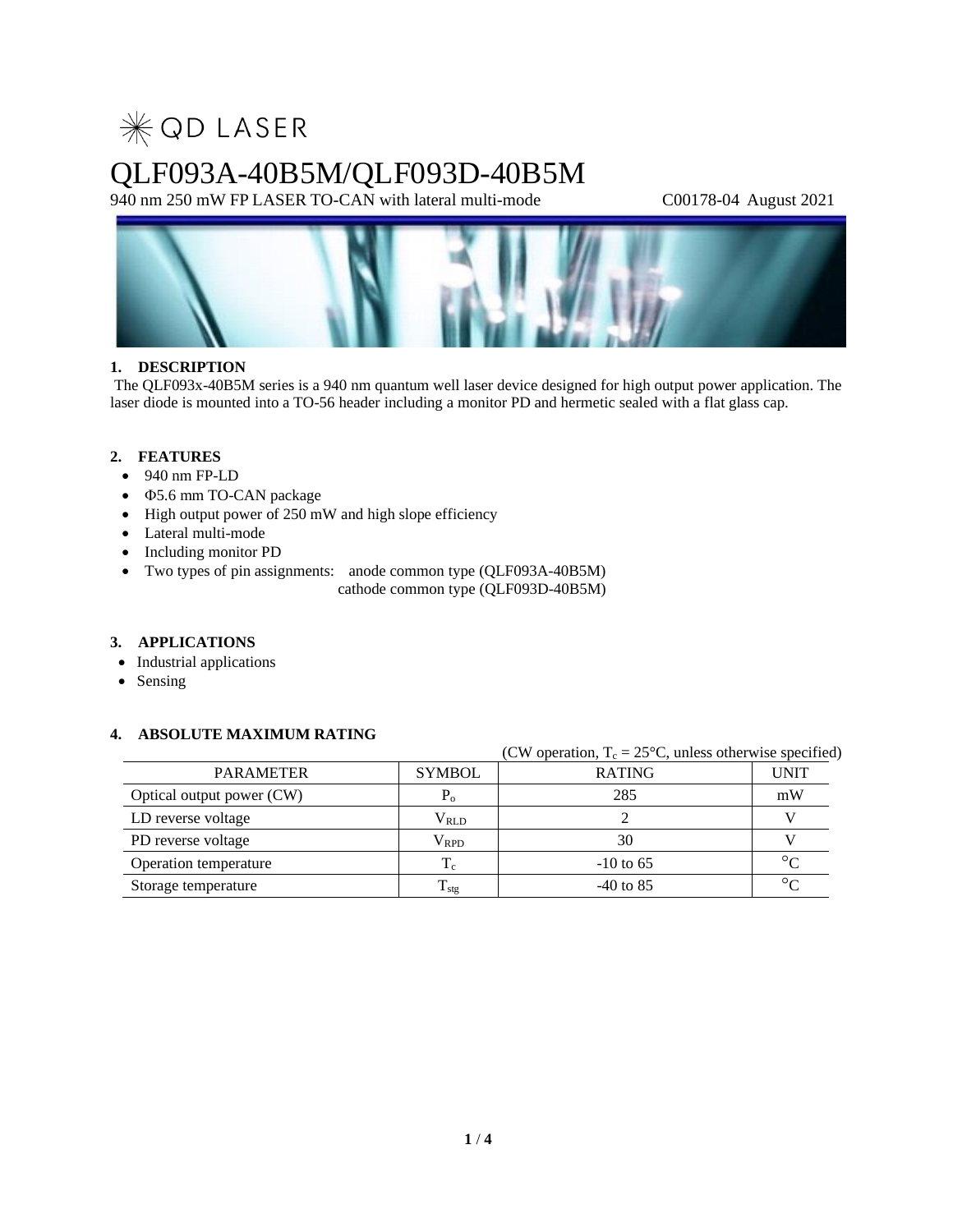✳ QD LASER

# QLF093A-40B5M/QLF093D-40B5M

940 nm 250 mW FP LASER TO-CAN with lateral multi-mode C00178-04 August 2021

## 1. DESCRIPTION

The QLF093x-40B5M series is a 940 nm quantum well laser device designed for high output power application. The laser diode is mounted into a TO-56 header including a monitor PD and hermetic sealed with a flat glass cap.

## 2. FEATURES

- 940 nm FP-LD
- Φ5.6 mm TO-CAN package
- High output power of 250 mW and high slope efficiency
- Lateral multi-mode
- Including monitor PD
- Two types of pin assignments: anode common type (QLF093A-40B5M)
  cathode common type (QLF093D-40B5M)

## 3. APPLICATIONS

- Industrial applications
- Sensing

## 4. ABSOLUTE MAXIMUM RATING

(CW operation, $T_c$ = 25°C, unless otherwise specified)

| PARAMETER | SYMBOL | RATING | UNIT |
|---|---|---|---|
| Optical output power (CW) | $P_o$ | 285 | mW |
| LD reverse voltage | $V_{RLD}$ | 2 | V |
| PD reverse voltage | $V_{RPD}$ | 30 | V |
| Operation temperature | $T_c$ | -10 to 65 | °C |
| Storage temperature | $T_{stg}$ | -40 to 85 | °C |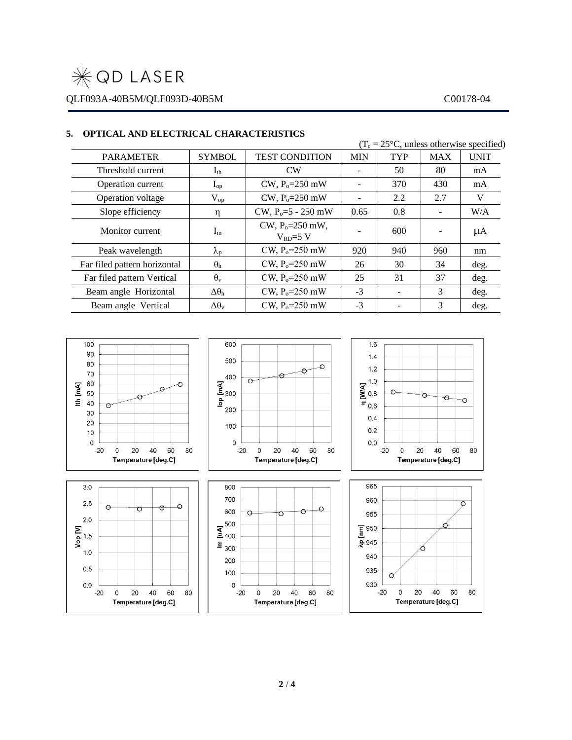## 5. OPTICAL AND ELECTRICAL CHARACTERISTICS

($T_c$ = 25°C, unless otherwise specified)

| PARAMETER | SYMBOL | TEST CONDITION | MIN | TYP | MAX | UNIT |
|---|---|---|---|---|---|---|
| Threshold current | $I_{th}$ | CW | - | 50 | 80 | mA |
| Operation current | $I_{op}$ | CW, $P_o$=250 mW | - | 370 | 430 | mA |
| Operation voltage | $V_{op}$ | CW, $P_o$=250 mW | - | 2.2 | 2.7 | V |
| Slope efficiency | $\eta$ | CW, $P_o$=5 - 250 mW | 0.65 | 0.8 | - | W/A |
| Monitor current | $I_m$ | CW, $P_o$=250 mW, $V_{RD}$=5 V | - | 600 | - | μA |
| Peak wavelength | $\lambda_p$ | CW, $P_o$=250 mW | 920 | 940 | 960 | nm |
| Far filed pattern horizontal | $\theta_h$ | CW, $P_o$=250 mW | 26 | 30 | 34 | deg. |
| Far filed pattern Vertical | $\theta_v$ | CW, $P_o$=250 mW | 25 | 31 | 37 | deg. |
| Beam angle Horizontal | $\Delta\theta_h$ | CW, $P_o$=250 mW | -3 | - | 3 | deg. |
| Beam angle Vertical | $\Delta\theta_v$ | CW, $P_o$=250 mW | -3 | - | 3 | deg. |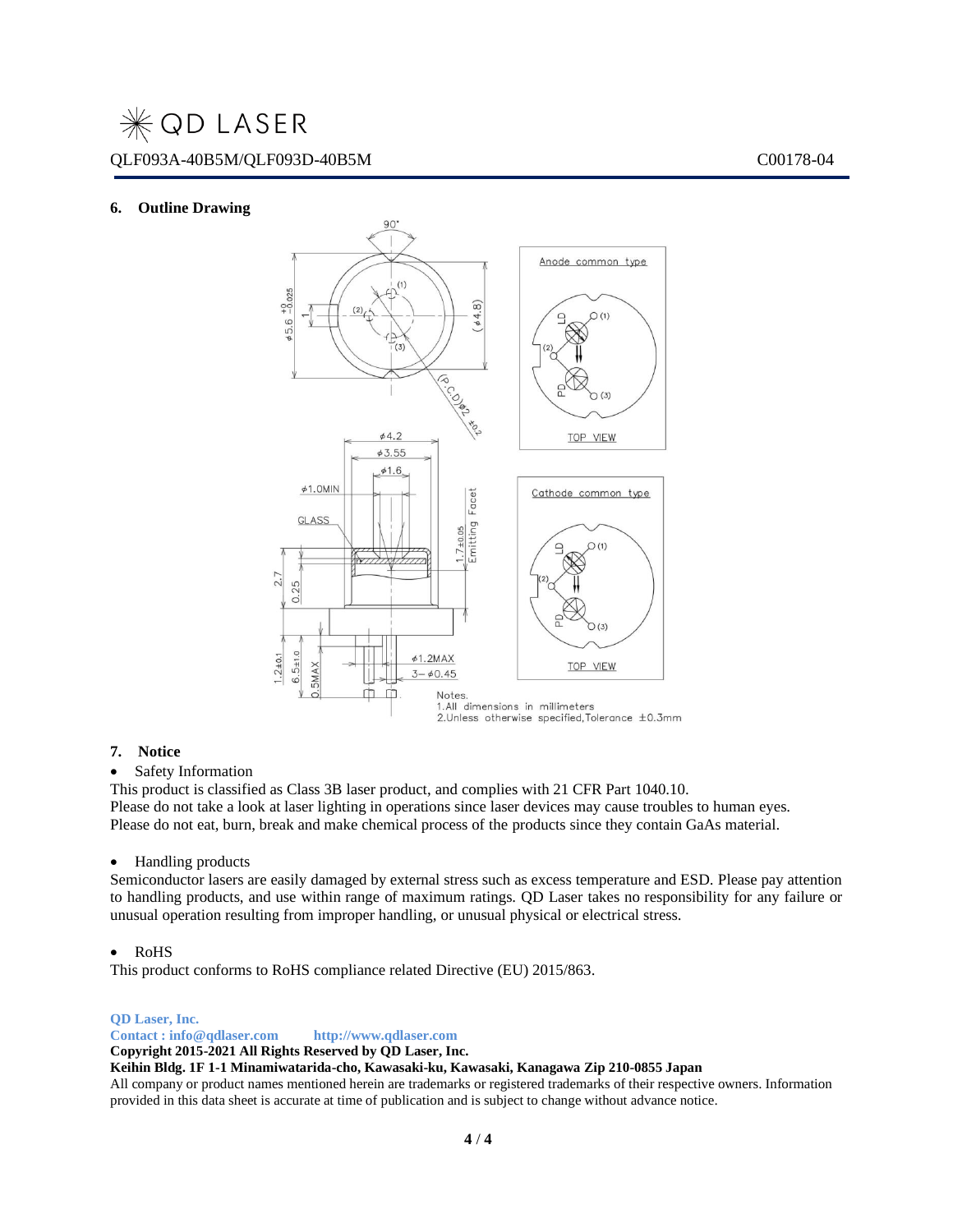## 6. Outline Drawing

90°

φ5.6 +0 −0.025

1

(2)

(1)

(3)

(φ4.8)

(P.C.D)φ2 ±0.2

φ4.2

φ3.55

φ1.6

φ1.0MIN

GLASS

1.7±0.05 Emitting Facet

2.7

0.25

1.2±0.1

6.5±1.0

0.5MAX

φ1.2MAX

3−φ0.45

Anode common type

LD

(1)

(2)

PD

(3)

TOP VIEW

Cathode common type

LD

(1)

(2)

PD

(3)

TOP VIEW

Notes.
1.All dimensions in millimeters
2.Unless otherwise specified,Tolerance ±0.3mm

## 7. Notice

- Safety Information

This product is classified as Class 3B laser product, and complies with 21 CFR Part 1040.10.
Please do not take a look at laser lighting in operations since laser devices may cause troubles to human eyes.
Please do not eat, burn, break and make chemical process of the products since they contain GaAs material.

- Handling products

Semiconductor lasers are easily damaged by external stress such as excess temperature and ESD. Please pay attention to handling products, and use within range of maximum ratings. QD Laser takes no responsibility for any failure or unusual operation resulting from improper handling, or unusual physical or electrical stress.

- RoHS

This product conforms to RoHS compliance related Directive (EU) 2015/863.

**QD Laser, Inc.**
**Contact : info@qdlaser.com    http://www.qdlaser.com**
**Copyright 2015-2021 All Rights Reserved by QD Laser, Inc.**
**Keihin Bldg. 1F 1-1 Minamiwatarida-cho, Kawasaki-ku, Kawasaki, Kanagawa Zip 210-0855 Japan**
All company or product names mentioned herein are trademarks or registered trademarks of their respective owners. Information provided in this data sheet is accurate at time of publication and is subject to change without advance notice.